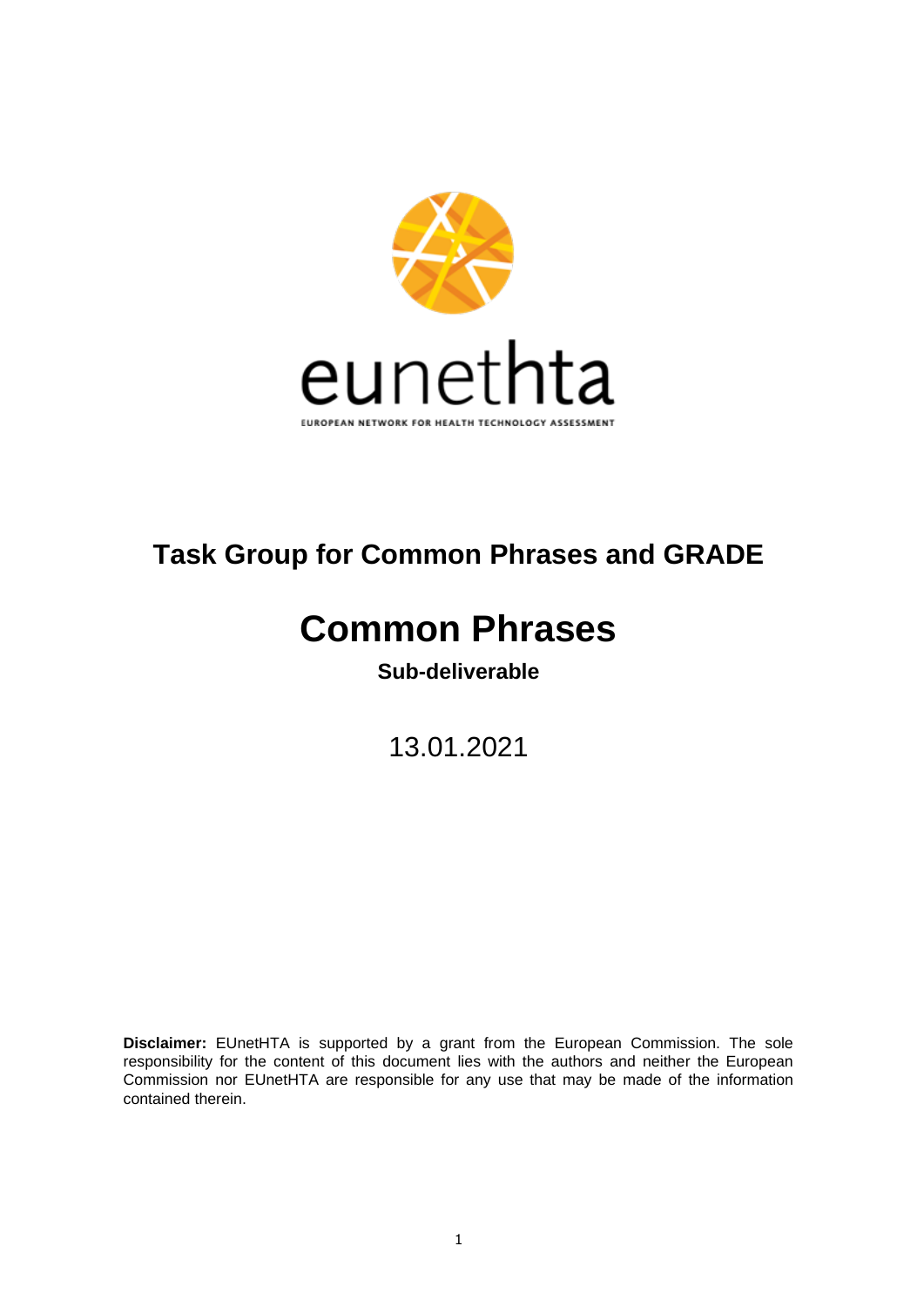eunethta

EUROPEAN NETWORK FOR HEALTH TECHNOLOGY ASSESSMENT

## Task Group for Common Phrases and GRADE

# Common Phrases

**Sub-deliverable**

13.01.2021

**Disclaimer:** EUnetHTA is supported by a grant from the European Commission. The sole responsibility for the content of this document lies with the authors and neither the European Commission nor EUnetHTA are responsible for any use that may be made of the information contained therein.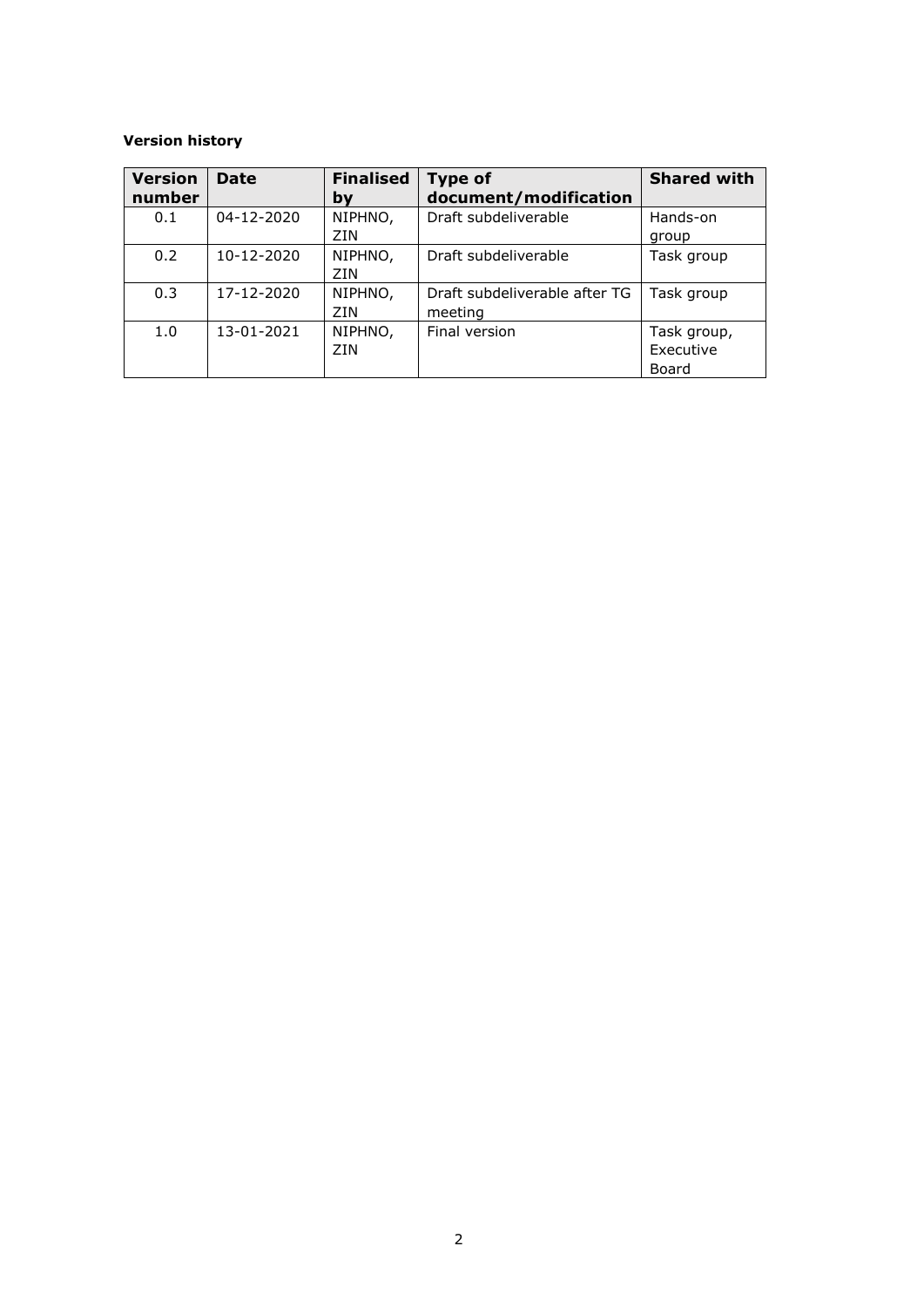**Version history**

| Version number | Date | Finalised by | Type of document/modification | Shared with |
|---|---|---|---|---|
| 0.1 | 04-12-2020 | NIPHNO, ZIN | Draft subdeliverable | Hands-on group |
| 0.2 | 10-12-2020 | NIPHNO, ZIN | Draft subdeliverable | Task group |
| 0.3 | 17-12-2020 | NIPHNO, ZIN | Draft subdeliverable after TG meeting | Task group |
| 1.0 | 13-01-2021 | NIPHNO, ZIN | Final version | Task group, Executive Board |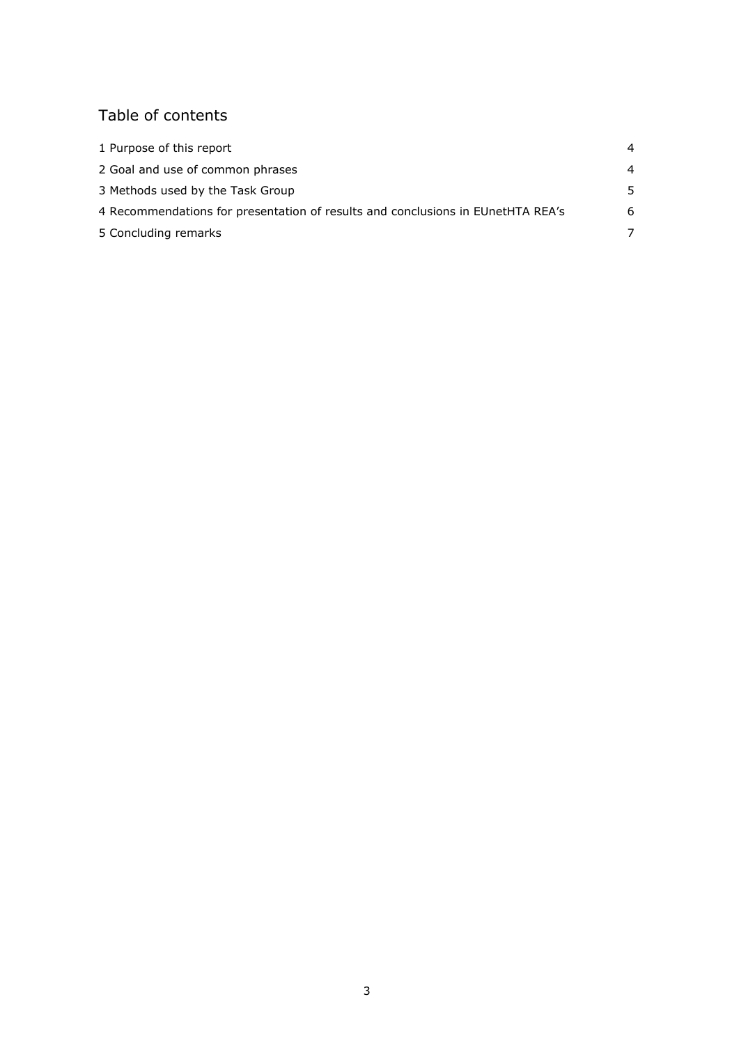## Table of contents

| | |
|---|---|
| 1 Purpose of this report | 4 |
| 2 Goal and use of common phrases | 4 |
| 3 Methods used by the Task Group | 5 |
| 4 Recommendations for presentation of results and conclusions in EUnetHTA REA's | 6 |
| 5 Concluding remarks | 7 |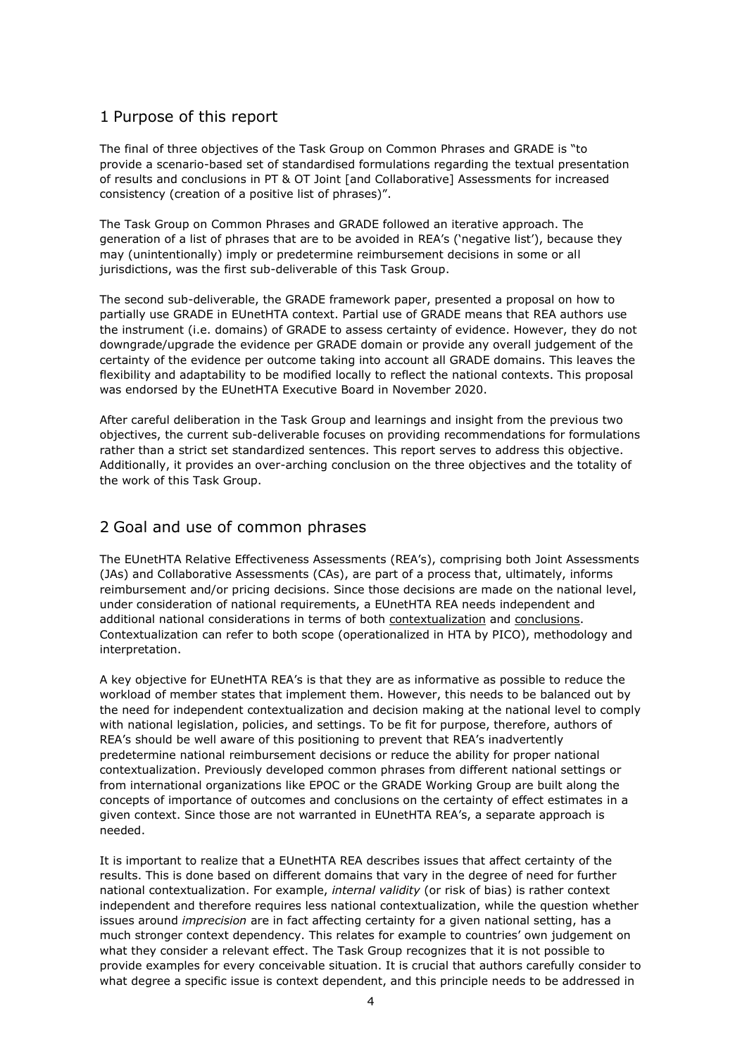# 1 Purpose of this report

The final of three objectives of the Task Group on Common Phrases and GRADE is "to provide a scenario-based set of standardised formulations regarding the textual presentation of results and conclusions in PT & OT Joint [and Collaborative] Assessments for increased consistency (creation of a positive list of phrases)".

The Task Group on Common Phrases and GRADE followed an iterative approach. The generation of a list of phrases that are to be avoided in REA's ('negative list'), because they may (unintentionally) imply or predetermine reimbursement decisions in some or all jurisdictions, was the first sub-deliverable of this Task Group.

The second sub-deliverable, the GRADE framework paper, presented a proposal on how to partially use GRADE in EUnetHTA context. Partial use of GRADE means that REA authors use the instrument (i.e. domains) of GRADE to assess certainty of evidence. However, they do not downgrade/upgrade the evidence per GRADE domain or provide any overall judgement of the certainty of the evidence per outcome taking into account all GRADE domains. This leaves the flexibility and adaptability to be modified locally to reflect the national contexts. This proposal was endorsed by the EUnetHTA Executive Board in November 2020.

After careful deliberation in the Task Group and learnings and insight from the previous two objectives, the current sub-deliverable focuses on providing recommendations for formulations rather than a strict set standardized sentences. This report serves to address this objective. Additionally, it provides an over-arching conclusion on the three objectives and the totality of the work of this Task Group.

# 2 Goal and use of common phrases

The EUnetHTA Relative Effectiveness Assessments (REA's), comprising both Joint Assessments (JAs) and Collaborative Assessments (CAs), are part of a process that, ultimately, informs reimbursement and/or pricing decisions. Since those decisions are made on the national level, under consideration of national requirements, a EUnetHTA REA needs independent and additional national considerations in terms of both contextualization and conclusions. Contextualization can refer to both scope (operationalized in HTA by PICO), methodology and interpretation.

A key objective for EUnetHTA REA's is that they are as informative as possible to reduce the workload of member states that implement them. However, this needs to be balanced out by the need for independent contextualization and decision making at the national level to comply with national legislation, policies, and settings. To be fit for purpose, therefore, authors of REA's should be well aware of this positioning to prevent that REA's inadvertently predetermine national reimbursement decisions or reduce the ability for proper national contextualization. Previously developed common phrases from different national settings or from international organizations like EPOC or the GRADE Working Group are built along the concepts of importance of outcomes and conclusions on the certainty of effect estimates in a given context. Since those are not warranted in EUnetHTA REA's, a separate approach is needed.

It is important to realize that a EUnetHTA REA describes issues that affect certainty of the results. This is done based on different domains that vary in the degree of need for further national contextualization. For example, *internal validity* (or risk of bias) is rather context independent and therefore requires less national contextualization, while the question whether issues around *imprecision* are in fact affecting certainty for a given national setting, has a much stronger context dependency. This relates for example to countries' own judgement on what they consider a relevant effect. The Task Group recognizes that it is not possible to provide examples for every conceivable situation. It is crucial that authors carefully consider to what degree a specific issue is context dependent, and this principle needs to be addressed in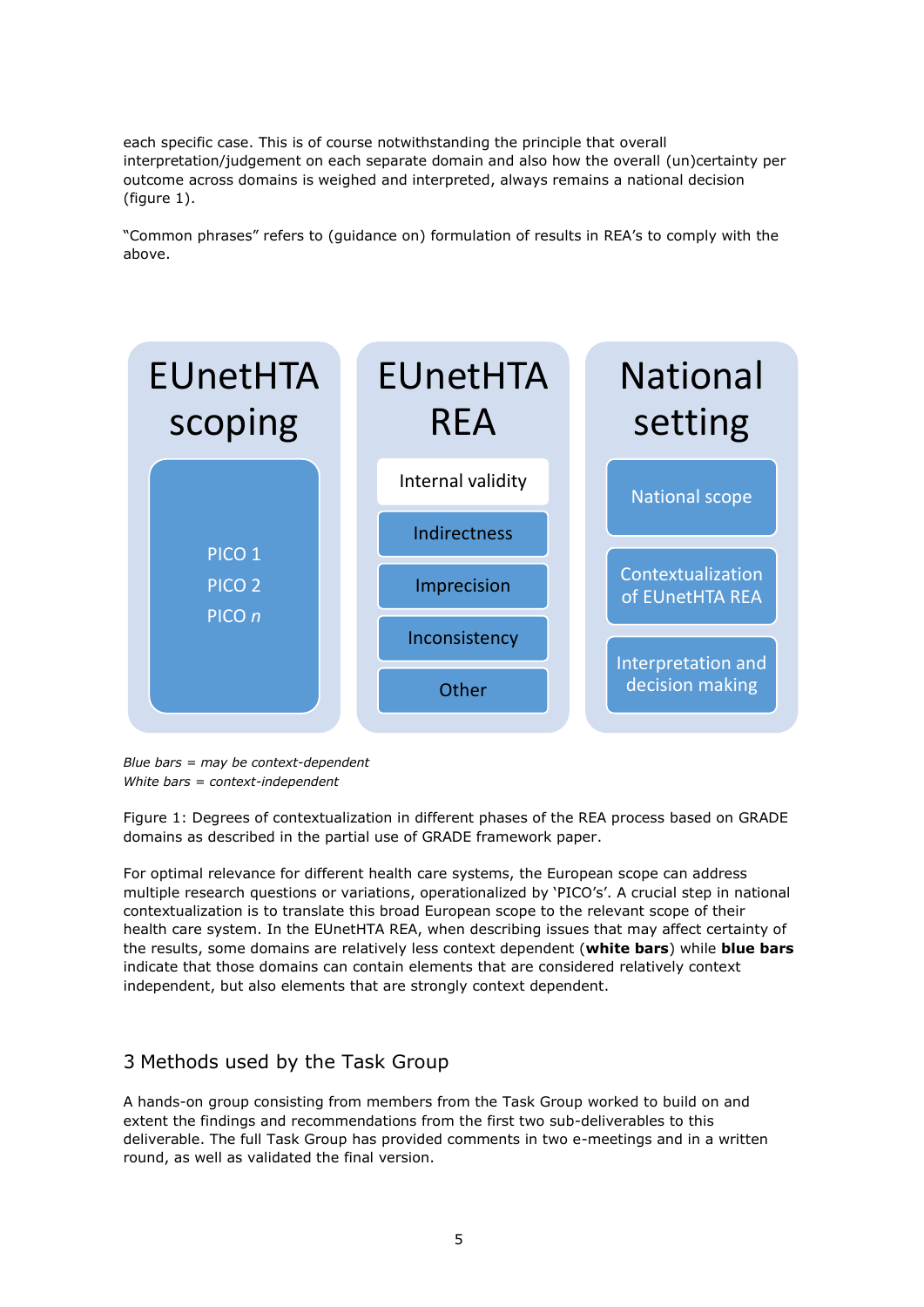each specific case. This is of course notwithstanding the principle that overall interpretation/judgement on each separate domain and also how the overall (un)certainty per outcome across domains is weighed and interpreted, always remains a national decision (figure 1).

"Common phrases" refers to (guidance on) formulation of results in REA's to comply with the above.

| EUnetHTA scoping | EUnetHTA REA | National setting |
| --- | --- | --- |
| PICO 1<br>PICO 2<br>PICO *n* | Internal validity<br>Indirectness<br>Imprecision<br>Inconsistency<br>Other | National scope<br>Contextualization of EUnetHTA REA<br>Interpretation and decision making |

*Blue bars = may be context-dependent*
*White bars = context-independent*

Figure 1: Degrees of contextualization in different phases of the REA process based on GRADE domains as described in the partial use of GRADE framework paper.

For optimal relevance for different health care systems, the European scope can address multiple research questions or variations, operationalized by 'PICO's'. A crucial step in national contextualization is to translate this broad European scope to the relevant scope of their health care system. In the EUnetHTA REA, when describing issues that may affect certainty of the results, some domains are relatively less context dependent (**white bars**) while **blue bars** indicate that those domains can contain elements that are considered relatively context independent, but also elements that are strongly context dependent.

## 3 Methods used by the Task Group

A hands-on group consisting from members from the Task Group worked to build on and extent the findings and recommendations from the first two sub-deliverables to this deliverable. The full Task Group has provided comments in two e-meetings and in a written round, as well as validated the final version.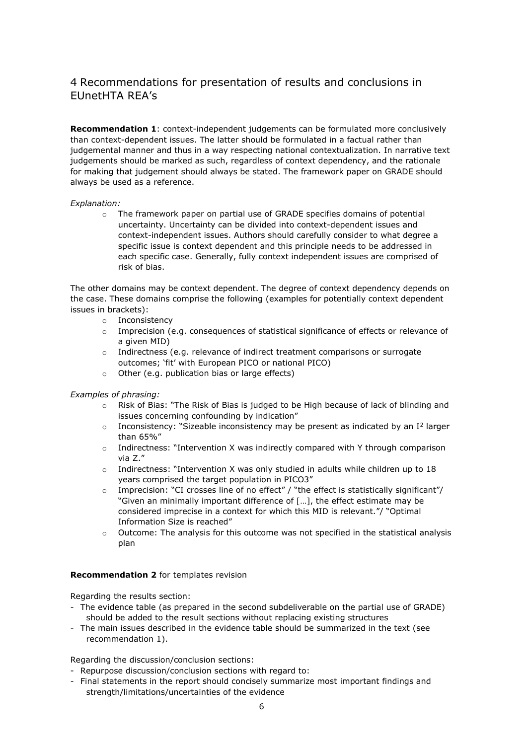## 4 Recommendations for presentation of results and conclusions in EUnetHTA REA's

**Recommendation 1**: context-independent judgements can be formulated more conclusively than context-dependent issues. The latter should be formulated in a factual rather than judgemental manner and thus in a way respecting national contextualization. In narrative text judgements should be marked as such, regardless of context dependency, and the rationale for making that judgement should always be stated. The framework paper on GRADE should always be used as a reference.

*Explanation:*

- The framework paper on partial use of GRADE specifies domains of potential uncertainty. Uncertainty can be divided into context-dependent issues and context-independent issues. Authors should carefully consider to what degree a specific issue is context dependent and this principle needs to be addressed in each specific case. Generally, fully context independent issues are comprised of risk of bias.

The other domains may be context dependent. The degree of context dependency depends on the case. These domains comprise the following (examples for potentially context dependent issues in brackets):

- Inconsistency
- Imprecision (e.g. consequences of statistical significance of effects or relevance of a given MID)
- Indirectness (e.g. relevance of indirect treatment comparisons or surrogate outcomes; 'fit' with European PICO or national PICO)
- Other (e.g. publication bias or large effects)

*Examples of phrasing:*

- Risk of Bias: "The Risk of Bias is judged to be High because of lack of blinding and issues concerning confounding by indication"
- Inconsistency: "Sizeable inconsistency may be present as indicated by an $I^2$ larger than 65%"
- Indirectness: "Intervention X was indirectly compared with Y through comparison via Z."
- Indirectness: "Intervention X was only studied in adults while children up to 18 years comprised the target population in PICO3"
- Imprecision: "CI crosses line of no effect" / "the effect is statistically significant"/ "Given an minimally important difference of […], the effect estimate may be considered imprecise in a context for which this MID is relevant."/ "Optimal Information Size is reached"
- Outcome: The analysis for this outcome was not specified in the statistical analysis plan

**Recommendation 2** for templates revision

Regarding the results section:

- The evidence table (as prepared in the second subdeliverable on the partial use of GRADE) should be added to the result sections without replacing existing structures
- The main issues described in the evidence table should be summarized in the text (see recommendation 1).

Regarding the discussion/conclusion sections:

- Repurpose discussion/conclusion sections with regard to:
- Final statements in the report should concisely summarize most important findings and strength/limitations/uncertainties of the evidence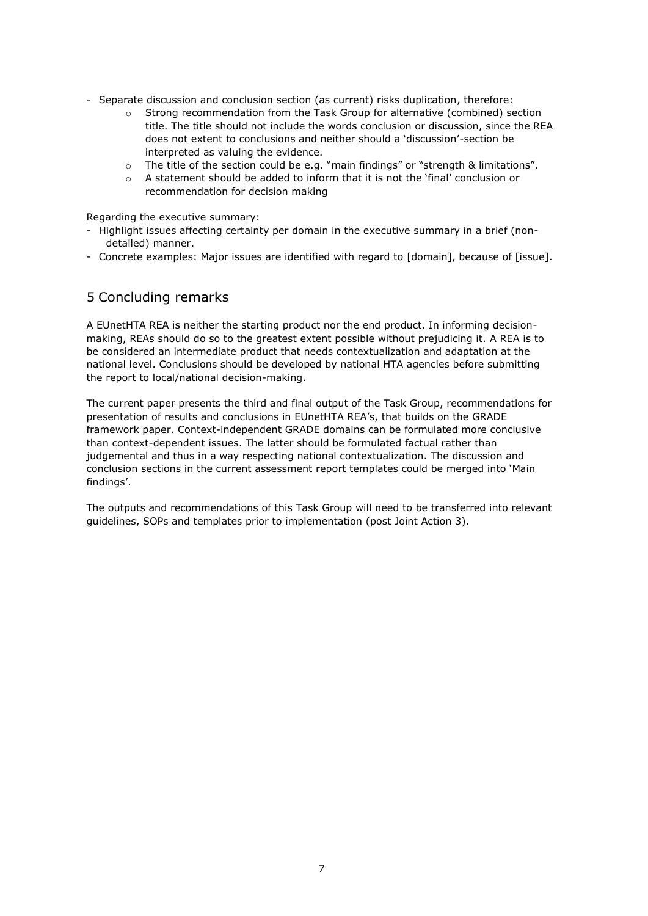- Separate discussion and conclusion section (as current) risks duplication, therefore:
    - Strong recommendation from the Task Group for alternative (combined) section title. The title should not include the words conclusion or discussion, since the REA does not extent to conclusions and neither should a 'discussion'-section be interpreted as valuing the evidence.
    - The title of the section could be e.g. "main findings" or "strength & limitations".
    - A statement should be added to inform that it is not the 'final' conclusion or recommendation for decision making

Regarding the executive summary:

- Highlight issues affecting certainty per domain in the executive summary in a brief (non-detailed) manner.
- Concrete examples: Major issues are identified with regard to [domain], because of [issue].

## 5 Concluding remarks

A EUnetHTA REA is neither the starting product nor the end product. In informing decision-making, REAs should do so to the greatest extent possible without prejudicing it. A REA is to be considered an intermediate product that needs contextualization and adaptation at the national level. Conclusions should be developed by national HTA agencies before submitting the report to local/national decision-making.

The current paper presents the third and final output of the Task Group, recommendations for presentation of results and conclusions in EUnetHTA REA's, that builds on the GRADE framework paper. Context-independent GRADE domains can be formulated more conclusive than context-dependent issues. The latter should be formulated factual rather than judgemental and thus in a way respecting national contextualization. The discussion and conclusion sections in the current assessment report templates could be merged into 'Main findings'.

The outputs and recommendations of this Task Group will need to be transferred into relevant guidelines, SOPs and templates prior to implementation (post Joint Action 3).